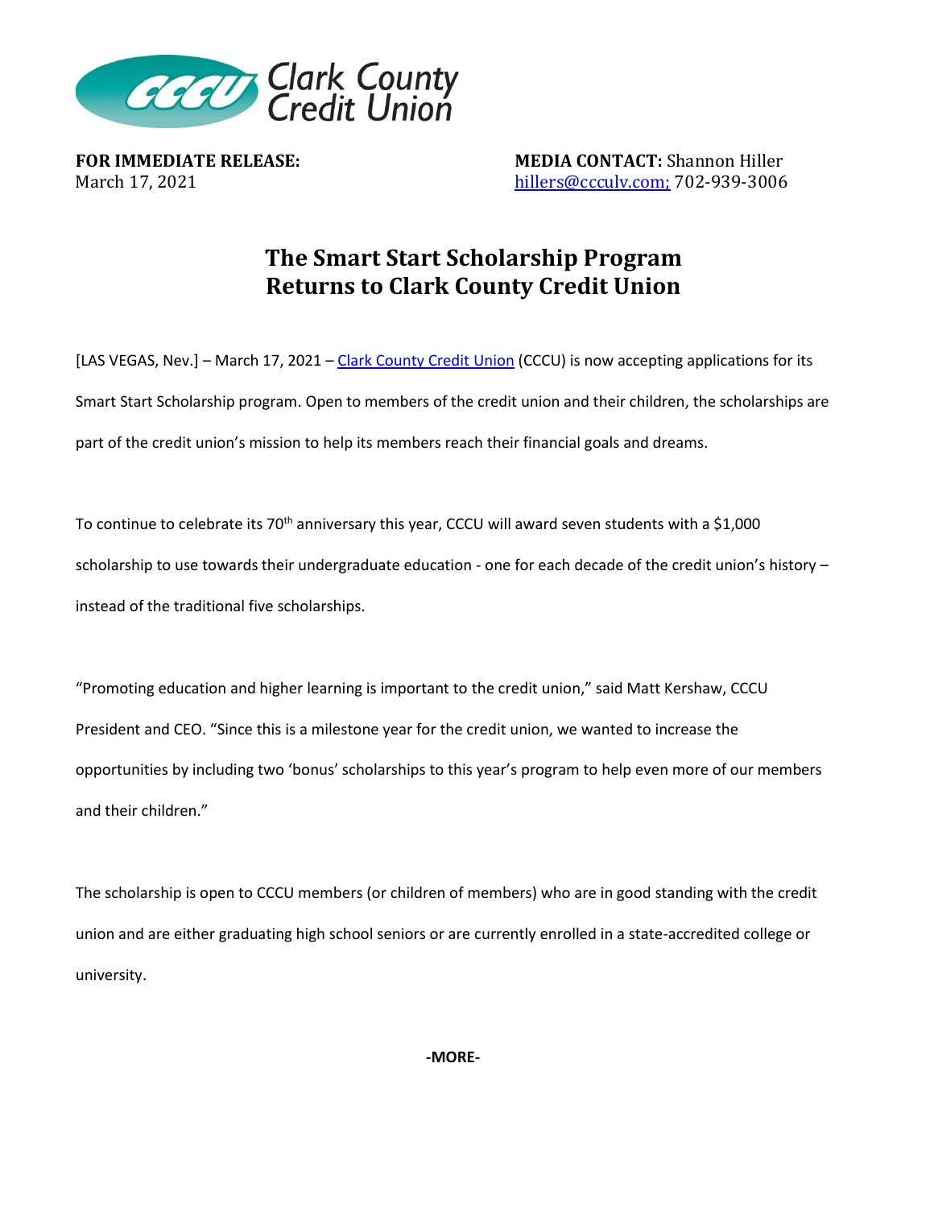**FOR IMMEDIATE RELEASE:**
March 17, 2021

**MEDIA CONTACT:** Shannon Hiller
hillers@ccculv.com; 702-939-3006

# The Smart Start Scholarship Program Returns to Clark County Credit Union

[LAS VEGAS, Nev.] – March 17, 2021 – Clark County Credit Union (CCCU) is now accepting applications for its Smart Start Scholarship program. Open to members of the credit union and their children, the scholarships are part of the credit union's mission to help its members reach their financial goals and dreams.

To continue to celebrate its 70th anniversary this year, CCCU will award seven students with a $1,000 scholarship to use towards their undergraduate education - one for each decade of the credit union's history – instead of the traditional five scholarships.

"Promoting education and higher learning is important to the credit union," said Matt Kershaw, CCCU President and CEO. "Since this is a milestone year for the credit union, we wanted to increase the opportunities by including two 'bonus' scholarships to this year's program to help even more of our members and their children."

The scholarship is open to CCCU members (or children of members) who are in good standing with the credit union and are either graduating high school seniors or are currently enrolled in a state-accredited college or university.

-MORE-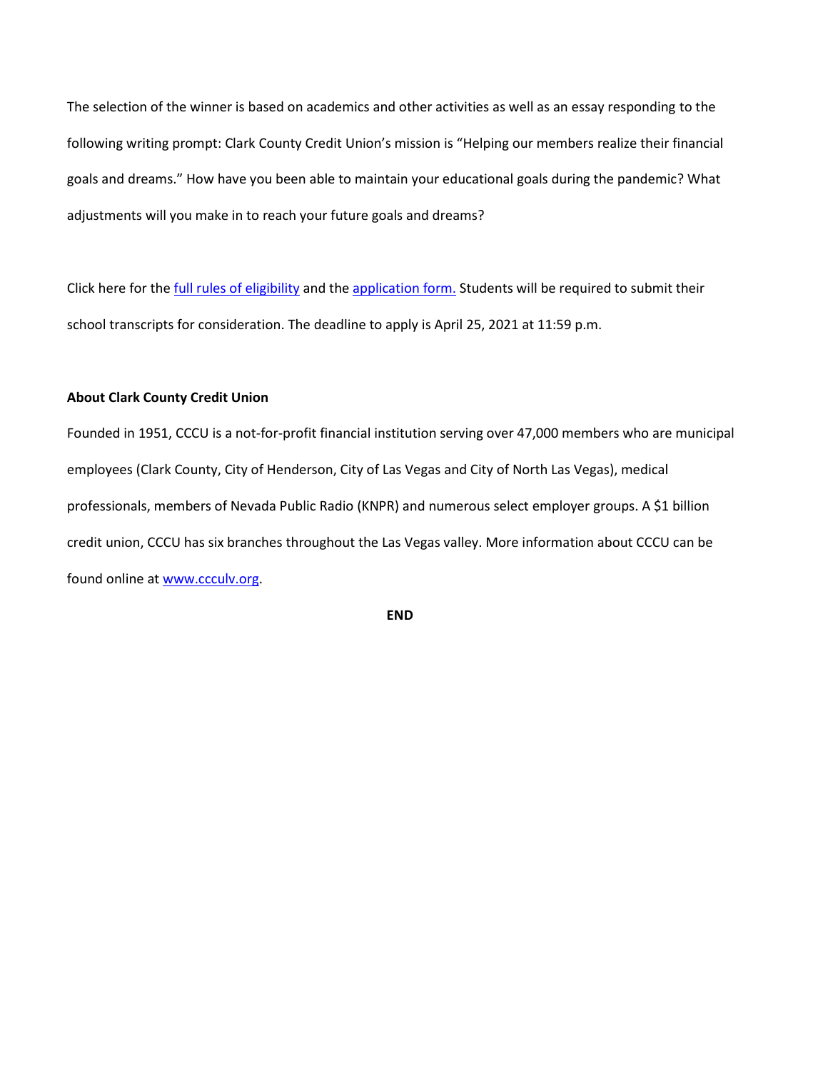The selection of the winner is based on academics and other activities as well as an essay responding to the following writing prompt: Clark County Credit Union's mission is "Helping our members realize their financial goals and dreams." How have you been able to maintain your educational goals during the pandemic? What adjustments will you make in to reach your future goals and dreams?

Click here for the full rules of eligibility and the application form. Students will be required to submit their school transcripts for consideration. The deadline to apply is April 25, 2021 at 11:59 p.m.

**About Clark County Credit Union**

Founded in 1951, CCCU is a not-for-profit financial institution serving over 47,000 members who are municipal employees (Clark County, City of Henderson, City of Las Vegas and City of North Las Vegas), medical professionals, members of Nevada Public Radio (KNPR) and numerous select employer groups. A $1 billion credit union, CCCU has six branches throughout the Las Vegas valley. More information about CCCU can be found online at www.ccculv.org.

**END**